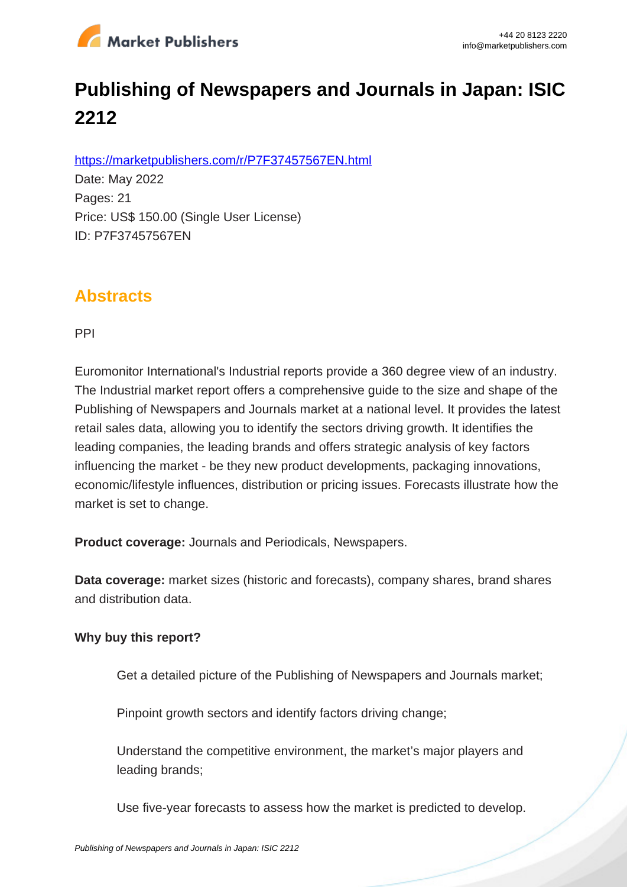# Publishing of Newspapers and Journals in Japan: ISIC 2212

https://marketpublishers.com/r/P7F37457567EN.html

Date: May 2022

Pages: 21

Price: US$ 150.00 (Single User License)

ID: P7F37457567EN

## Abstracts

PPI

Euromonitor International's Industrial reports provide a 360 degree view of an industry. The Industrial market report offers a comprehensive guide to the size and shape of the Publishing of Newspapers and Journals market at a national level. It provides the latest retail sales data, allowing you to identify the sectors driving growth. It identifies the leading companies, the leading brands and offers strategic analysis of key factors influencing the market - be they new product developments, packaging innovations, economic/lifestyle influences, distribution or pricing issues. Forecasts illustrate how the market is set to change.

**Product coverage:** Journals and Periodicals, Newspapers.

**Data coverage:** market sizes (historic and forecasts), company shares, brand shares and distribution data.

**Why buy this report?**

- Get a detailed picture of the Publishing of Newspapers and Journals market;
- Pinpoint growth sectors and identify factors driving change;
- Understand the competitive environment, the market's major players and leading brands;
- Use five-year forecasts to assess how the market is predicted to develop.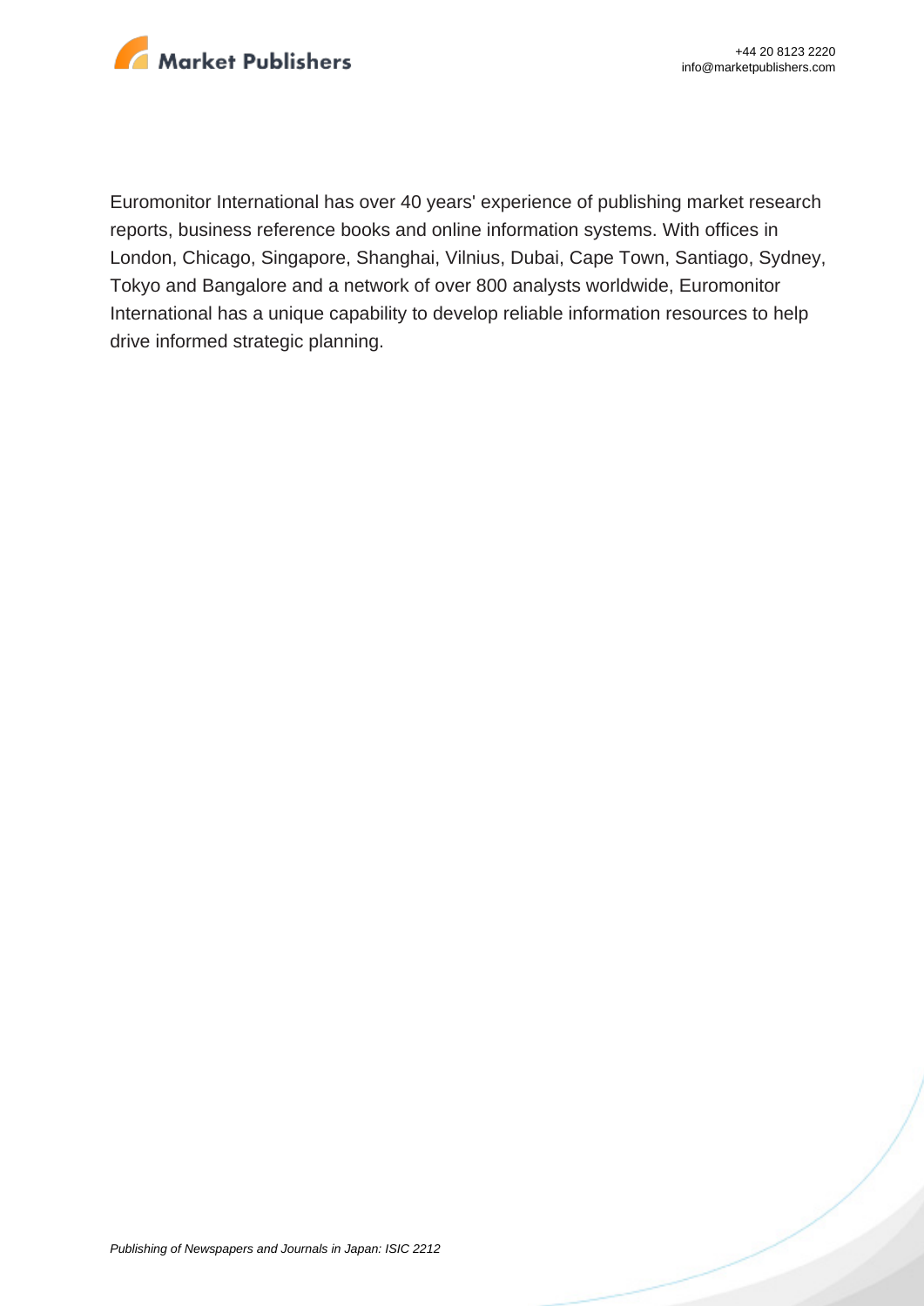Euromonitor International has over 40 years' experience of publishing market research reports, business reference books and online information systems. With offices in London, Chicago, Singapore, Shanghai, Vilnius, Dubai, Cape Town, Santiago, Sydney, Tokyo and Bangalore and a network of over 800 analysts worldwide, Euromonitor International has a unique capability to develop reliable information resources to help drive informed strategic planning.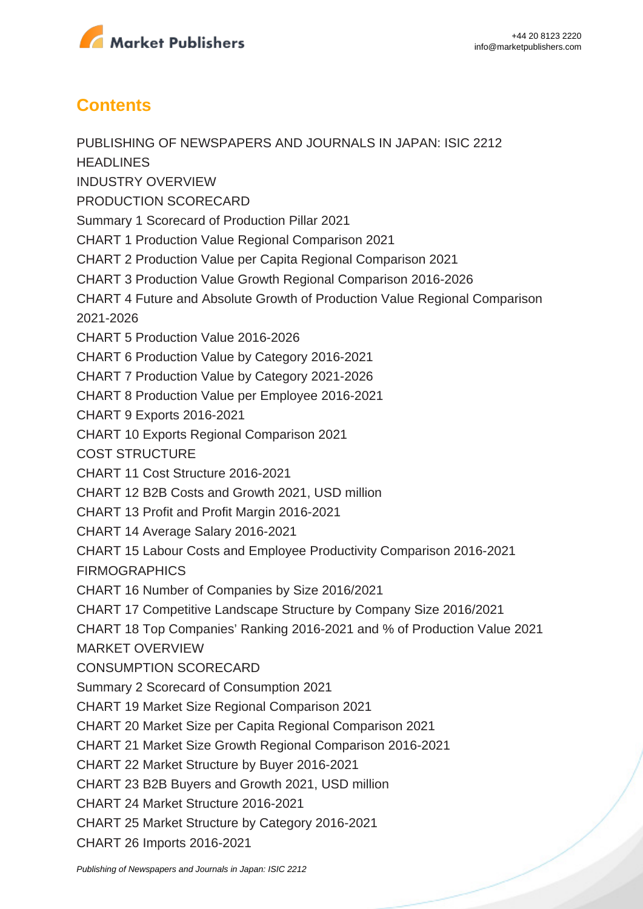## Contents

PUBLISHING OF NEWSPAPERS AND JOURNALS IN JAPAN: ISIC 2212

HEADLINES

INDUSTRY OVERVIEW

PRODUCTION SCORECARD

Summary 1 Scorecard of Production Pillar 2021

CHART 1 Production Value Regional Comparison 2021

CHART 2 Production Value per Capita Regional Comparison 2021

CHART 3 Production Value Growth Regional Comparison 2016-2026

CHART 4 Future and Absolute Growth of Production Value Regional Comparison 2021-2026

CHART 5 Production Value 2016-2026

CHART 6 Production Value by Category 2016-2021

CHART 7 Production Value by Category 2021-2026

CHART 8 Production Value per Employee 2016-2021

CHART 9 Exports 2016-2021

CHART 10 Exports Regional Comparison 2021

COST STRUCTURE

CHART 11 Cost Structure 2016-2021

CHART 12 B2B Costs and Growth 2021, USD million

CHART 13 Profit and Profit Margin 2016-2021

CHART 14 Average Salary 2016-2021

CHART 15 Labour Costs and Employee Productivity Comparison 2016-2021

FIRMOGRAPHICS

CHART 16 Number of Companies by Size 2016/2021

CHART 17 Competitive Landscape Structure by Company Size 2016/2021

CHART 18 Top Companies' Ranking 2016-2021 and % of Production Value 2021

MARKET OVERVIEW

CONSUMPTION SCORECARD

Summary 2 Scorecard of Consumption 2021

CHART 19 Market Size Regional Comparison 2021

CHART 20 Market Size per Capita Regional Comparison 2021

CHART 21 Market Size Growth Regional Comparison 2016-2021

CHART 22 Market Structure by Buyer 2016-2021

CHART 23 B2B Buyers and Growth 2021, USD million

CHART 24 Market Structure 2016-2021

CHART 25 Market Structure by Category 2016-2021

CHART 26 Imports 2016-2021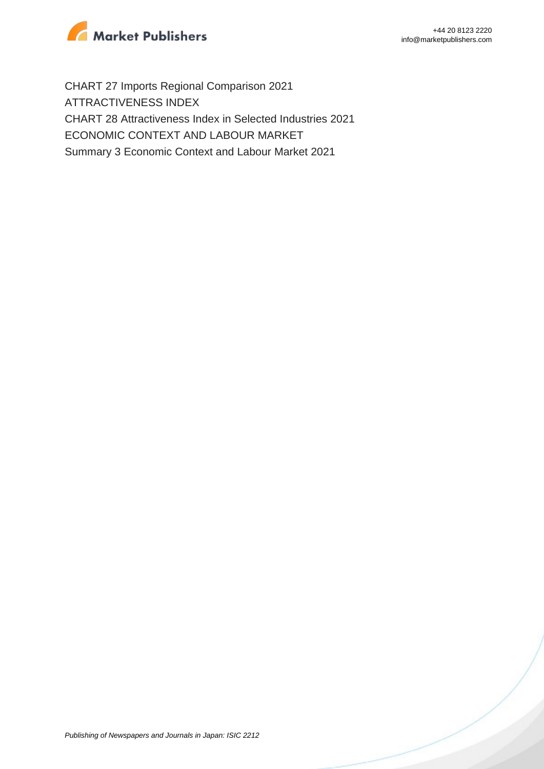CHART 27 Imports Regional Comparison 2021

ATTRACTIVENESS INDEX

CHART 28 Attractiveness Index in Selected Industries 2021

ECONOMIC CONTEXT AND LABOUR MARKET

Summary 3 Economic Context and Labour Market 2021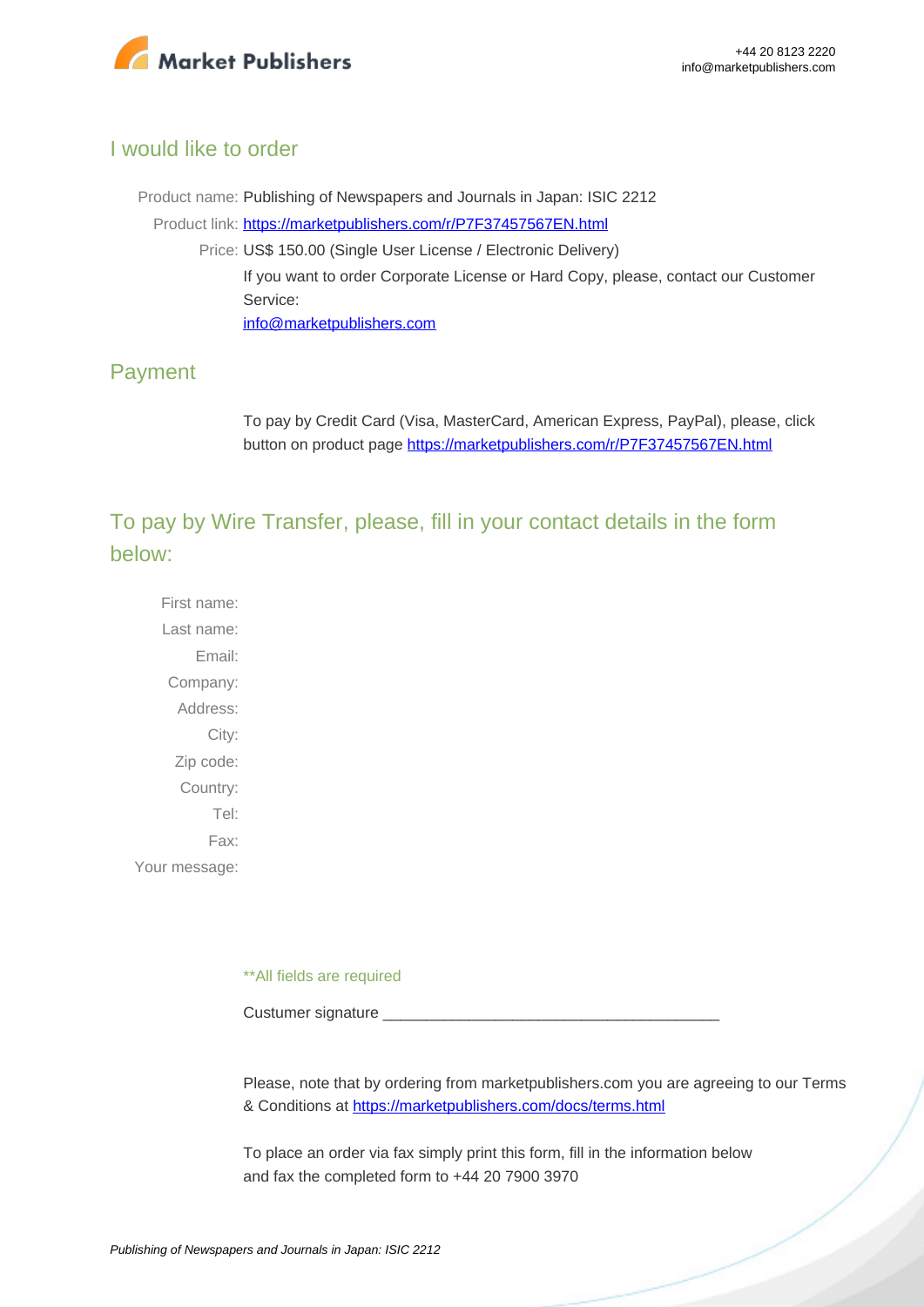## I would like to order

Product name: Publishing of Newspapers and Journals in Japan: ISIC 2212

Product link: [https://marketpublishers.com/r/P7F37457567EN.html](https://marketpublishers.com/r/P7F37457567EN.html)

Price: US$ 150.00 (Single User License / Electronic Delivery)

If you want to order Corporate License or Hard Copy, please, contact our Customer Service:

[info@marketpublishers.com](mailto:info@marketpublishers.com)

## Payment

To pay by Credit Card (Visa, MasterCard, American Express, PayPal), please, click button on product page [https://marketpublishers.com/r/P7F37457567EN.html](https://marketpublishers.com/r/P7F37457567EN.html)

## To pay by Wire Transfer, please, fill in your contact details in the form below:

First name:

Last name:

Email:

Company:

Address:

City:

Zip code:

Country:

Tel:

Fax:

Your message:

**All fields are required

Custumer signature _______________________________________

Please, note that by ordering from marketpublishers.com you are agreeing to our Terms & Conditions at [https://marketpublishers.com/docs/terms.html](https://marketpublishers.com/docs/terms.html)

To place an order via fax simply print this form, fill in the information below and fax the completed form to +44 20 7900 3970